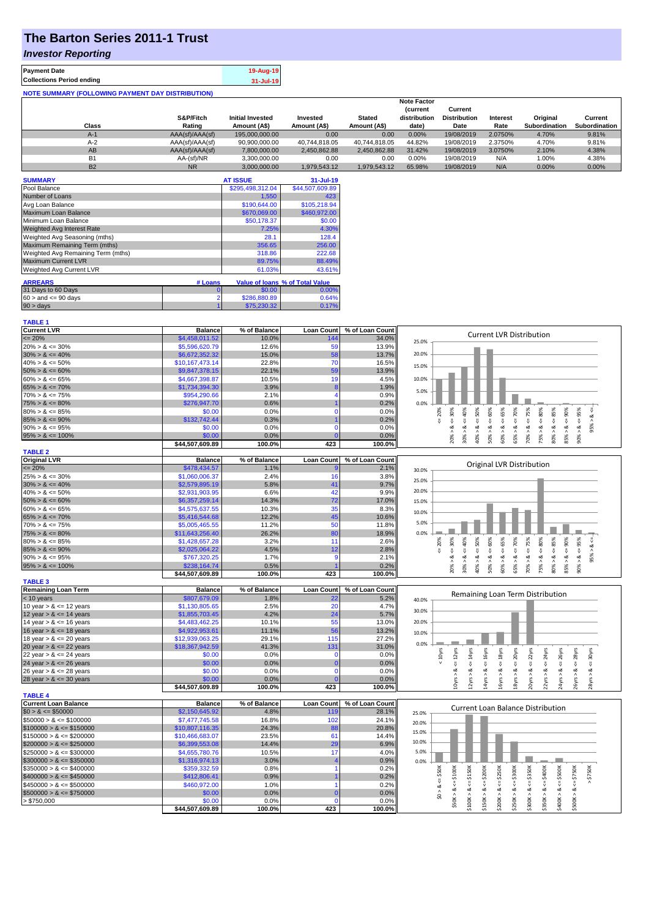# The Barton Series 2011-1 Trust

## *Investor Reporting*

| | |
|---|---|
| **Payment Date** | 19-Aug-19 |
| **Collections Period ending** | 31-Jul-19 |

**NOTE SUMMARY (FOLLOWING PAYMENT DAY DISTRIBUTION)**

| Class | S&P/Fitch Rating | Initial Invested Amount (A$) | Invested Amount (A$) | Stated Amount (A$) | Note Factor (current distribution date) | Current Distribution Date | Interest Rate | Original Subordination | Current Subordination |
|---|---|---|---|---|---|---|---|---|---|
| A-1 | AAA(sf)/AAA(sf) | 195,000,000.00 | 0.00 | 0.00 | 0.00% | 19/08/2019 | 2.0750% | 4.70% | 9.81% |
| A-2 | AAA(sf)/AAA(sf) | 90,900,000.00 | 40,744,818.05 | 40,744,818.05 | 44.82% | 19/08/2019 | 2.3750% | 4.70% | 9.81% |
| AB | AAA(sf)/AAA(sf) | 7,800,000.00 | 2,450,862.88 | 2,450,862.88 | 31.42% | 19/08/2019 | 3.0750% | 2.10% | 4.38% |
| B1 | AA-(sf)/NR | 3,300,000.00 | 0.00 | 0.00 | 0.00% | 19/08/2019 | N/A | 1.00% | 4.38% |
| B2 | NR | 3,000,000.00 | 1,979,543.12 | 1,979,543.12 | 65.98% | 19/08/2019 | N/A | 0.00% | 0.00% |

| SUMMARY | AT ISSUE | 31-Jul-19 |
|---|---|---|
| Pool Balance | $295,498,312.04 | $44,507,609.89 |
| Number of Loans | 1,550 | 423 |
| Avg Loan Balance | $190,644.00 | $105,218.94 |
| Maximum Loan Balance | $670,069.00 | $460,972.00 |
| Minimum Loan Balance | $50,178.37 | $0.00 |
| Weighted Avg Interest Rate | 7.25% | 4.30% |
| Weighted Avg Seasoning (mths) | 28.1 | 128.4 |
| Maximum Remaining Term (mths) | 356.65 | 256.00 |
| Weighted Avg Remaining Term (mths) | 318.86 | 222.68 |
| Maximum Current LVR | 89.75% | 88.49% |
| Weighted Avg Current LVR | 61.03% | 43.61% |

| ARREARS | # Loans | Value of loans | % of Total Value |
|---|---|---|---|
| 31 Days to 60 Days | 0 | $0.00 | 0.00% |
| 60 > and <= 90 days | 2 | $286,880.89 | 0.64% |
| 90 > days | 1 | $75,230.32 | 0.17% |

**TABLE 1**

| Current LVR | Balance | % of Balance | Loan Count | % of Loan Count |
|---|---|---|---|---|
| <= 20% | $4,458,011.52 | 10.0% | 144 | 34.0% |
| 20% > & <= 30% | $5,596,620.79 | 12.6% | 59 | 13.9% |
| 30% > & <= 40% | $6,672,352.32 | 15.0% | 58 | 13.7% |
| 40% > & <= 50% | $10,167,473.14 | 22.8% | 70 | 16.5% |
| 50% > & <= 60% | $9,847,378.15 | 22.1% | 59 | 13.9% |
| 60% > & <= 65% | $4,667,398.87 | 10.5% | 19 | 4.5% |
| 65% > & <= 70% | $1,734,394.30 | 3.9% | 8 | 1.9% |
| 70% > & <= 75% | $954,290.66 | 2.1% | 4 | 0.9% |
| 75% > & <= 80% | $276,947.70 | 0.6% | 1 | 0.2% |
| 80% > & <= 85% | $0.00 | 0.0% | 0 | 0.0% |
| 85% > & <= 90% | $132,742.44 | 0.3% | 1 | 0.2% |
| 90% > & <= 95% | $0.00 | 0.0% | 0 | 0.0% |
| 95% > & <= 100% | $0.00 | 0.0% | 0 | 0.0% |
| | $44,507,609.89 | 100.0% | 423 | 100.0% |

**TABLE 2**

| Original LVR | Balance | % of Balance | Loan Count | % of Loan Count |
|---|---|---|---|---|
| <= 20% | $478,434.57 | 1.1% | 9 | 2.1% |
| 25% > & <= 30% | $1,060,006.37 | 2.4% | 16 | 3.8% |
| 30% > & <= 40% | $2,579,895.19 | 5.8% | 41 | 9.7% |
| 40% > & <= 50% | $2,931,903.95 | 6.6% | 42 | 9.9% |
| 50% > & <= 60% | $6,357,259.14 | 14.3% | 72 | 17.0% |
| 60% > & <= 65% | $4,575,637.55 | 10.3% | 35 | 8.3% |
| 65% > & <= 70% | $5,416,544.68 | 12.2% | 45 | 10.6% |
| 70% > & <= 75% | $5,005,465.55 | 11.2% | 50 | 11.8% |
| 75% > & <= 80% | $11,643,256.40 | 26.2% | 80 | 18.9% |
| 80% > & <= 85% | $1,428,657.28 | 3.2% | 11 | 2.6% |
| 85% > & <= 90% | $2,025,064.22 | 4.5% | 12 | 2.8% |
| 90% > & <= 95% | $767,320.25 | 1.7% | 9 | 2.1% |
| 95% > & <= 100% | $238,164.74 | 0.5% | 1 | 0.2% |
| | $44,507,609.89 | 100.0% | 423 | 100.0% |

**TABLE 3**

| Remaining Loan Term | Balance | % of Balance | Loan Count | % of Loan Count |
|---|---|---|---|---|
| < 10 years | $807,679.09 | 1.8% | 22 | 5.2% |
| 10 year > & <= 12 years | $1,130,805.65 | 2.5% | 20 | 4.7% |
| 12 year > & <= 14 years | $1,855,703.45 | 4.2% | 24 | 5.7% |
| 14 year > & <= 16 years | $4,483,462.25 | 10.1% | 55 | 13.0% |
| 16 year > & <= 18 years | $4,922,953.61 | 11.1% | 56 | 13.2% |
| 18 year > & <= 20 years | $12,939,063.25 | 29.1% | 115 | 27.2% |
| 20 year > & <= 22 years | $18,367,942.59 | 41.3% | 131 | 31.0% |
| 22 year > & <= 24 years | $0.00 | 0.0% | 0 | 0.0% |
| 24 year > & <= 26 years | $0.00 | 0.0% | 0 | 0.0% |
| 26 year > & <= 28 years | $0.00 | 0.0% | 0 | 0.0% |
| 28 year > & <= 30 years | $0.00 | 0.0% | 0 | 0.0% |
| | $44,507,609.89 | 100.0% | 423 | 100.0% |

**TABLE 4**

| Current Loan Balance | Balance | % of Balance | Loan Count | % of Loan Count |
|---|---|---|---|---|
| $0 > & <= $50000 | $2,150,645.92 | 4.8% | 119 | 28.1% |
| $50000 > & <= $100000 | $7,477,745.58 | 16.8% | 102 | 24.1% |
| $100000 > & <= $150000 | $10,807,116.35 | 24.3% | 88 | 20.8% |
| $150000 > & <= $200000 | $10,466,683.07 | 23.5% | 61 | 14.4% |
| $200000 > & <= $250000 | $6,399,553.08 | 14.4% | 29 | 6.9% |
| $250000 > & <= $300000 | $4,655,780.76 | 10.5% | 17 | 4.0% |
| $300000 > & <= $350000 | $1,316,974.13 | 3.0% | 4 | 0.9% |
| $350000 > & <= $400000 | $359,332.59 | 0.8% | 1 | 0.2% |
| $400000 > & <= $450000 | $412,806.41 | 0.9% | 1 | 0.2% |
| $450000 > & <= $500000 | $460,972.00 | 1.0% | 1 | 0.2% |
| $500000 > & <= $750000 | $0.00 | 0.0% | 0 | 0.0% |
| > $750,000 | $0.00 | 0.0% | 0 | 0.0% |
| | $44,507,609.89 | 100.0% | 423 | 100.0% |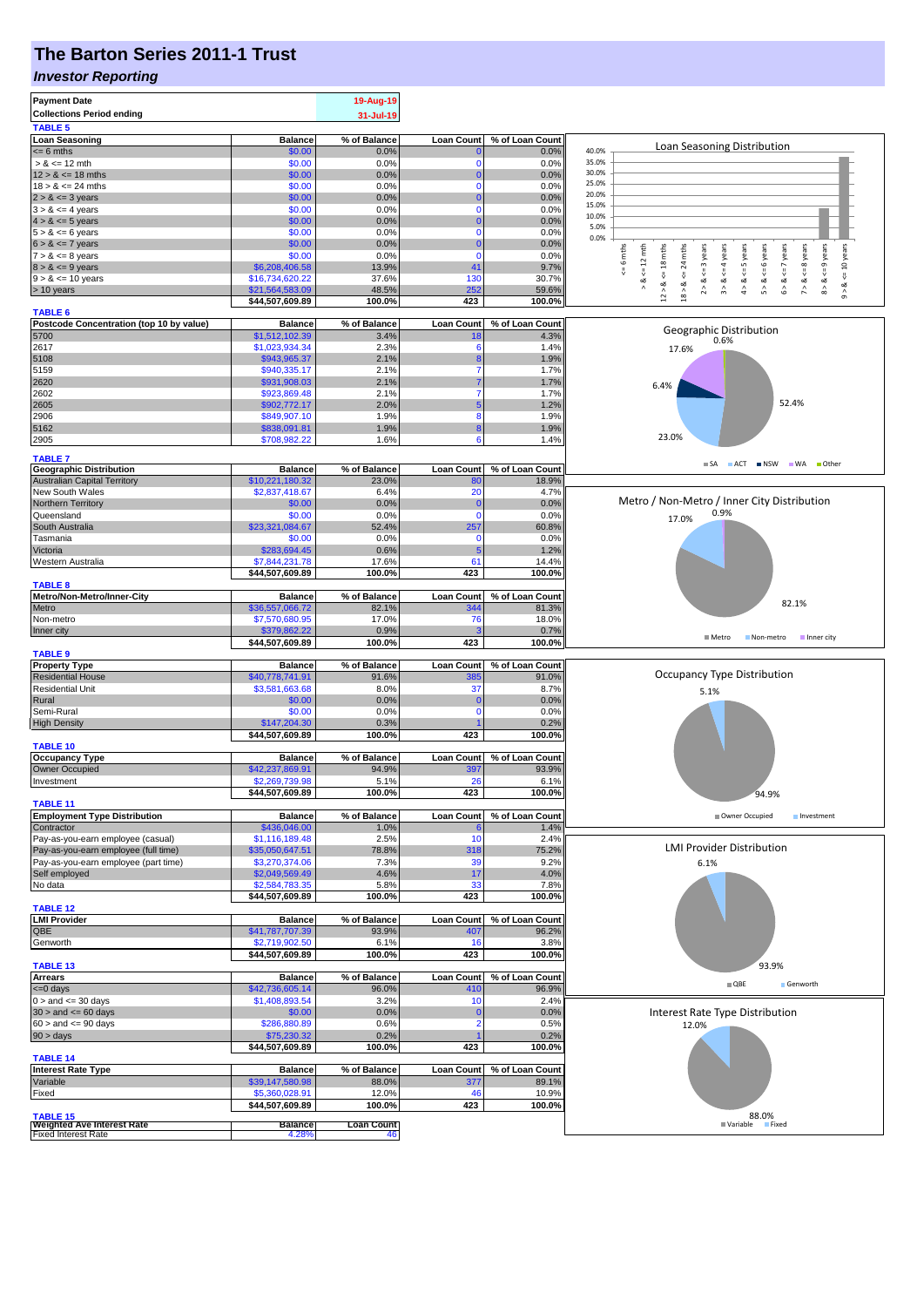# The Barton Series 2011-1 Trust

## *Investor Reporting*

| | |
|---|---|
| **Payment Date** | 19-Aug-19 |
| **Collections Period ending** | 31-Jul-19 |

**TABLE 5**

| Loan Seasoning | Balance | % of Balance | Loan Count | % of Loan Count |
|---|---|---|---|---|
| <= 6 mths | $0.00 | 0.0% | 0 | 0.0% |
| > & <= 12 mth | $0.00 | 0.0% | 0 | 0.0% |
| 12 > & <= 18 mths | $0.00 | 0.0% | 0 | 0.0% |
| 18 > & <= 24 mths | $0.00 | 0.0% | 0 | 0.0% |
| 2 > & <= 3 years | $0.00 | 0.0% | 0 | 0.0% |
| 3 > & <= 4 years | $0.00 | 0.0% | 0 | 0.0% |
| 4 > & <= 5 years | $0.00 | 0.0% | 0 | 0.0% |
| 5 > & <= 6 years | $0.00 | 0.0% | 0 | 0.0% |
| 6 > & <= 7 years | $0.00 | 0.0% | 0 | 0.0% |
| 7 > & <= 8 years | $0.00 | 0.0% | 0 | 0.0% |
| 8 > & <= 9 years | $6,208,406.58 | 13.9% | 41 | 9.7% |
| 9 > & <= 10 years | $16,734,620.22 | 37.6% | 130 | 30.7% |
| > 10 years | $21,564,583.09 | 48.5% | 252 | 59.6% |
| | $44,507,609.89 | 100.0% | 423 | 100.0% |

**TABLE 6**

| Postcode Concentration (top 10 by value) | Balance | % of Balance | Loan Count | % of Loan Count |
|---|---|---|---|---|
| 5700 | $1,512,102.39 | 3.4% | 18 | 4.3% |
| 2617 | $1,023,934.34 | 2.3% | 6 | 1.4% |
| 5108 | $943,965.37 | 2.1% | 8 | 1.9% |
| 5159 | $940,335.17 | 2.1% | 7 | 1.7% |
| 2620 | $931,908.03 | 2.1% | 7 | 1.7% |
| 2602 | $923,869.48 | 2.1% | 7 | 1.7% |
| 2605 | $902,772.17 | 2.0% | 5 | 1.2% |
| 2906 | $849,907.10 | 1.9% | 8 | 1.9% |
| 5162 | $838,091.81 | 1.9% | 8 | 1.9% |
| 2905 | $708,982.22 | 1.6% | 6 | 1.4% |

**TABLE 7**

| Geographic Distribution | Balance | % of Balance | Loan Count | % of Loan Count |
|---|---|---|---|---|
| Australian Capital Territory | $10,221,180.32 | 23.0% | 80 | 18.9% |
| New South Wales | $2,837,418.67 | 6.4% | 20 | 4.7% |
| Northern Territory | $0.00 | 0.0% | 0 | 0.0% |
| Queensland | $0.00 | 0.0% | 0 | 0.0% |
| South Australia | $23,321,084.67 | 52.4% | 257 | 60.8% |
| Tasmania | $0.00 | 0.0% | 0 | 0.0% |
| Victoria | $283,694.45 | 0.6% | 5 | 1.2% |
| Western Australia | $7,844,231.78 | 17.6% | 61 | 14.4% |
| | $44,507,609.89 | 100.0% | 423 | 100.0% |

**TABLE 8**

| Metro/Non-Metro/Inner-City | Balance | % of Balance | Loan Count | % of Loan Count |
|---|---|---|---|---|
| Metro | $36,557,066.72 | 82.1% | 344 | 81.3% |
| Non-metro | $7,570,680.95 | 17.0% | 76 | 18.0% |
| Inner city | $379,862.22 | 0.9% | 3 | 0.7% |
| | $44,507,609.89 | 100.0% | 423 | 100.0% |

**TABLE 9**

| Property Type | Balance | % of Balance | Loan Count | % of Loan Count |
|---|---|---|---|---|
| Residential House | $40,778,741.91 | 91.6% | 385 | 91.0% |
| Residential Unit | $3,581,663.68 | 8.0% | 37 | 8.7% |
| Rural | $0.00 | 0.0% | 0 | 0.0% |
| Semi-Rural | $0.00 | 0.0% | 0 | 0.0% |
| High Density | $147,204.30 | 0.3% | 1 | 0.2% |
| | $44,507,609.89 | 100.0% | 423 | 100.0% |

**TABLE 10**

| Occupancy Type | Balance | % of Balance | Loan Count | % of Loan Count |
|---|---|---|---|---|
| Owner Occupied | $42,237,869.91 | 94.9% | 397 | 93.9% |
| Investment | $2,269,739.98 | 5.1% | 26 | 6.1% |
| | $44,507,609.89 | 100.0% | 423 | 100.0% |

**TABLE 11**

| Employment Type Distribution | Balance | % of Balance | Loan Count | % of Loan Count |
|---|---|---|---|---|
| Contractor | $436,046.00 | 1.0% | 6 | 1.4% |
| Pay-as-you-earn employee (casual) | $1,116,189.48 | 2.5% | 10 | 2.4% |
| Pay-as-you-earn employee (full time) | $35,050,647.51 | 78.8% | 318 | 75.2% |
| Pay-as-you-earn employee (part time) | $3,270,374.06 | 7.3% | 39 | 9.2% |
| Self employed | $2,049,569.49 | 4.6% | 17 | 4.0% |
| No data | $2,584,783.35 | 5.8% | 33 | 7.8% |
| | $44,507,609.89 | 100.0% | 423 | 100.0% |

**TABLE 12**

| LMI Provider | Balance | % of Balance | Loan Count | % of Loan Count |
|---|---|---|---|---|
| QBE | $41,787,707.39 | 93.9% | 407 | 96.2% |
| Genworth | $2,719,902.50 | 6.1% | 16 | 3.8% |
| | $44,507,609.89 | 100.0% | 423 | 100.0% |

**TABLE 13**

| Arrears | Balance | % of Balance | Loan Count | % of Loan Count |
|---|---|---|---|---|
| <=0 days | $42,736,605.14 | 96.0% | 410 | 96.9% |
| 0 > and <= 30 days | $1,408,893.54 | 3.2% | 10 | 2.4% |
| 30 > and <= 60 days | $0.00 | 0.0% | 0 | 0.0% |
| 60 > and <= 90 days | $286,880.89 | 0.6% | 2 | 0.5% |
| 90 > days | $75,230.32 | 0.2% | 1 | 0.2% |
| | $44,507,609.89 | 100.0% | 423 | 100.0% |

**TABLE 14**

| Interest Rate Type | Balance | % of Balance | Loan Count | % of Loan Count |
|---|---|---|---|---|
| Variable | $39,147,580.98 | 88.0% | 377 | 89.1% |
| Fixed | $5,360,028.91 | 12.0% | 46 | 10.9% |
| | $44,507,609.89 | 100.0% | 423 | 100.0% |

**TABLE 15**

| Weighted Ave Interest Rate | Balance | Loan Count |
|---|---|---|
| Fixed Interest Rate | 4.28% | 46 |

**Loan Seasoning Distribution**

**Geographic Distribution**: SA 52.4%, ACT 23.0%, NSW 6.4%, WA 17.6%, Other 0.6%

**Metro / Non-Metro / Inner City Distribution**: Metro 82.1%, Non-metro 17.0%, Inner city 0.9%

**Occupancy Type Distribution**: Owner Occupied 94.9%, Investment 5.1%

**LMI Provider Distribution**: QBE 93.9%, Genworth 6.1%

**Interest Rate Type Distribution**: Variable 88.0%, Fixed 12.0%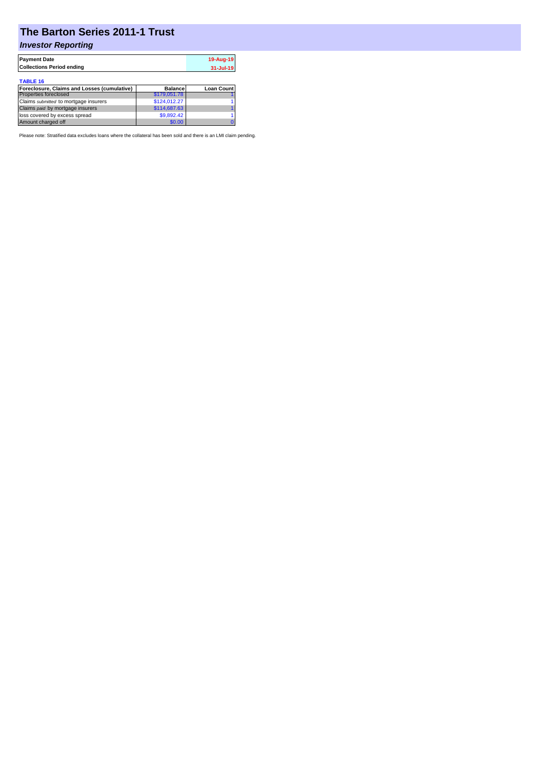# The Barton Series 2011-1 Trust

## *Investor Reporting*

| | |
|---|---|
| **Payment Date** | 19-Aug-19 |
| **Collections Period ending** | 31-Jul-19 |

**TABLE 16**

| Foreclosure, Claims and Losses (cumulative) | Balance | Loan Count |
|---|---|---|
| Properties foreclosed | $179,051.78 | 1 |
| Claims *submitted* to mortgage insurers | $124,012.27 | 1 |
| Claims *paid* by mortgage insurers | $114,687.63 | 1 |
| loss covered by excess spread | $9,892.42 | 1 |
| Amount charged off | $0.00 | 0 |

Please note: Stratified data excludes loans where the collateral has been sold and there is an LMI claim pending.